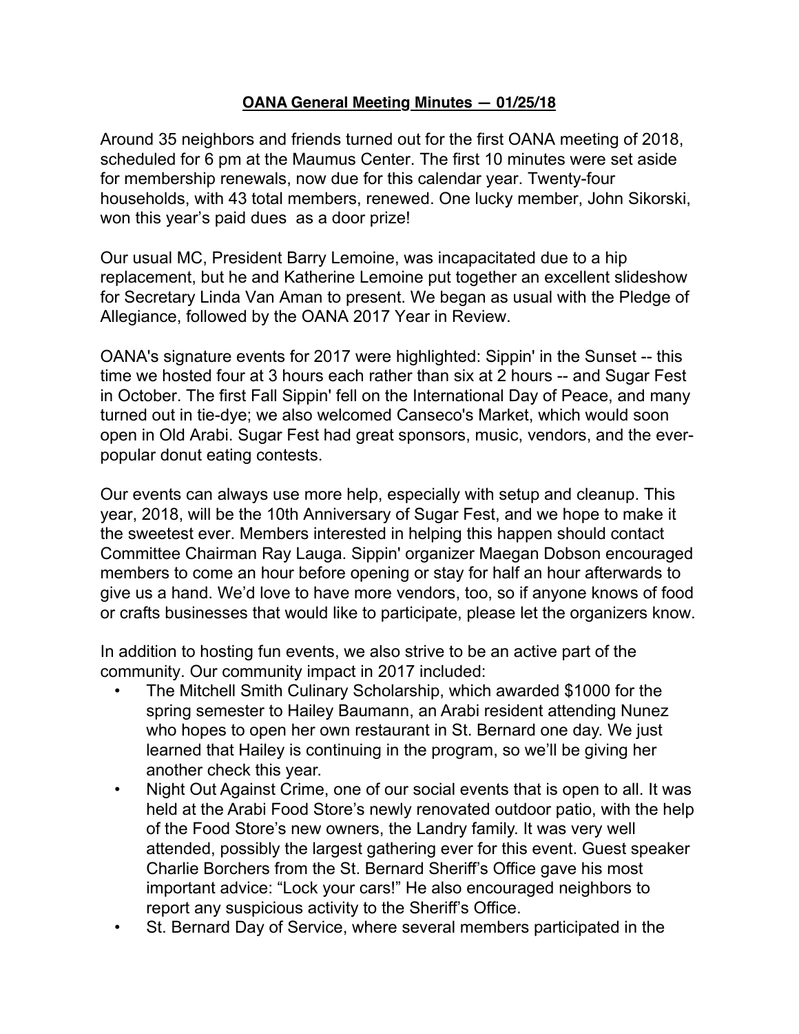**OANA General Meeting Minutes — 01/25/18**

Around 35 neighbors and friends turned out for the first OANA meeting of 2018, scheduled for 6 pm at the Maumus Center. The first 10 minutes were set aside for membership renewals, now due for this calendar year. Twenty-four households, with 43 total members, renewed. One lucky member, John Sikorski, won this year's paid dues as a door prize!

Our usual MC, President Barry Lemoine, was incapacitated due to a hip replacement, but he and Katherine Lemoine put together an excellent slideshow for Secretary Linda Van Aman to present. We began as usual with the Pledge of Allegiance, followed by the OANA 2017 Year in Review.

OANA's signature events for 2017 were highlighted: Sippin' in the Sunset -- this time we hosted four at 3 hours each rather than six at 2 hours -- and Sugar Fest in October. The first Fall Sippin' fell on the International Day of Peace, and many turned out in tie-dye; we also welcomed Canseco's Market, which would soon open in Old Arabi. Sugar Fest had great sponsors, music, vendors, and the ever-popular donut eating contests.

Our events can always use more help, especially with setup and cleanup. This year, 2018, will be the 10th Anniversary of Sugar Fest, and we hope to make it the sweetest ever. Members interested in helping this happen should contact Committee Chairman Ray Lauga. Sippin' organizer Maegan Dobson encouraged members to come an hour before opening or stay for half an hour afterwards to give us a hand. We'd love to have more vendors, too, so if anyone knows of food or crafts businesses that would like to participate, please let the organizers know.

In addition to hosting fun events, we also strive to be an active part of the community. Our community impact in 2017 included:

- The Mitchell Smith Culinary Scholarship, which awarded $1000 for the spring semester to Hailey Baumann, an Arabi resident attending Nunez who hopes to open her own restaurant in St. Bernard one day. We just learned that Hailey is continuing in the program, so we'll be giving her another check this year.
- Night Out Against Crime, one of our social events that is open to all. It was held at the Arabi Food Store's newly renovated outdoor patio, with the help of the Food Store's new owners, the Landry family. It was very well attended, possibly the largest gathering ever for this event. Guest speaker Charlie Borchers from the St. Bernard Sheriff's Office gave his most important advice: "Lock your cars!" He also encouraged neighbors to report any suspicious activity to the Sheriff's Office.
- St. Bernard Day of Service, where several members participated in the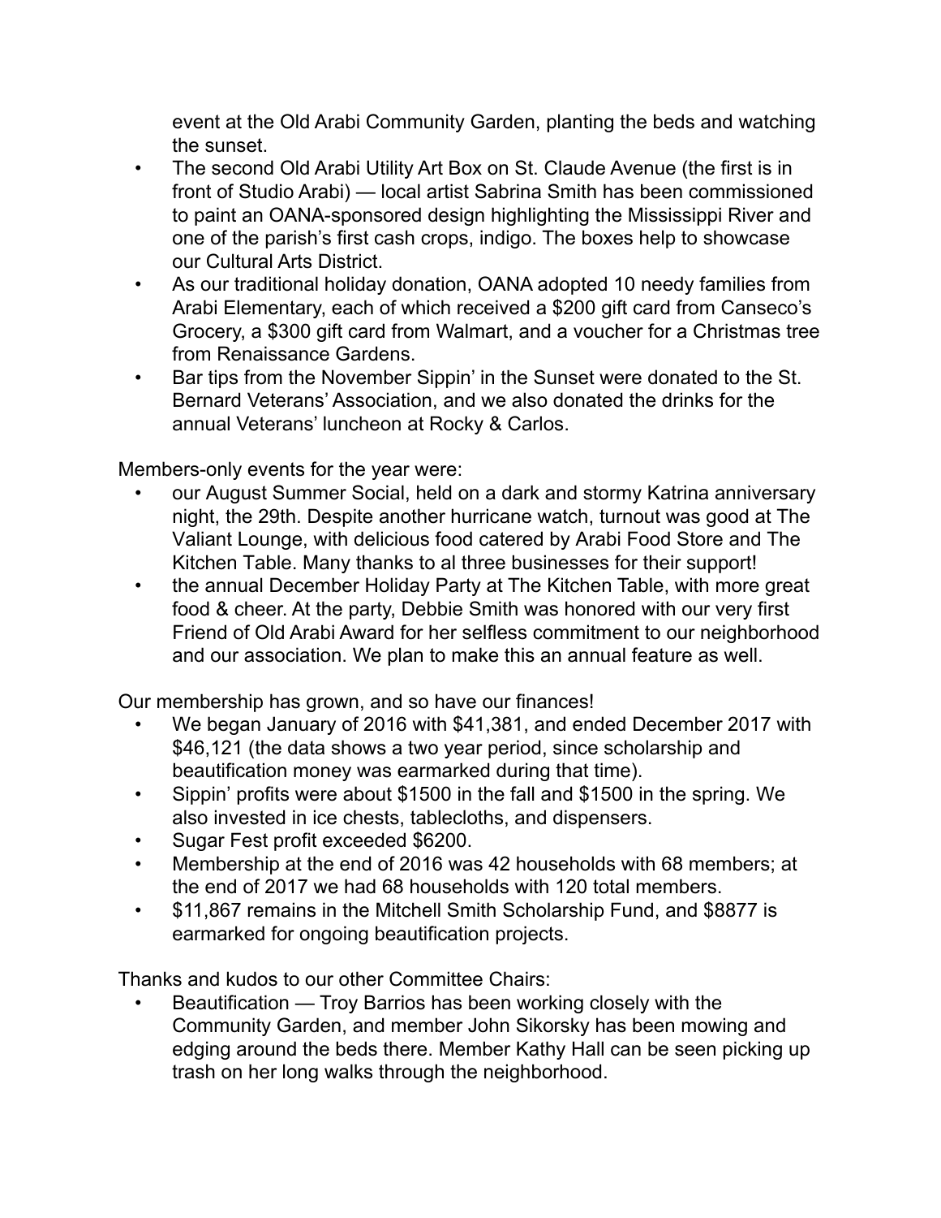event at the Old Arabi Community Garden, planting the beds and watching the sunset.

- The second Old Arabi Utility Art Box on St. Claude Avenue (the first is in front of Studio Arabi) — local artist Sabrina Smith has been commissioned to paint an OANA-sponsored design highlighting the Mississippi River and one of the parish's first cash crops, indigo. The boxes help to showcase our Cultural Arts District.
- As our traditional holiday donation, OANA adopted 10 needy families from Arabi Elementary, each of which received a $200 gift card from Canseco's Grocery, a $300 gift card from Walmart, and a voucher for a Christmas tree from Renaissance Gardens.
- Bar tips from the November Sippin' in the Sunset were donated to the St. Bernard Veterans' Association, and we also donated the drinks for the annual Veterans' luncheon at Rocky & Carlos.

Members-only events for the year were:

- our August Summer Social, held on a dark and stormy Katrina anniversary night, the 29th. Despite another hurricane watch, turnout was good at The Valiant Lounge, with delicious food catered by Arabi Food Store and The Kitchen Table. Many thanks to al three businesses for their support!
- the annual December Holiday Party at The Kitchen Table, with more great food & cheer. At the party, Debbie Smith was honored with our very first Friend of Old Arabi Award for her selfless commitment to our neighborhood and our association. We plan to make this an annual feature as well.

Our membership has grown, and so have our finances!

- We began January of 2016 with $41,381, and ended December 2017 with $46,121 (the data shows a two year period, since scholarship and beautification money was earmarked during that time).
- Sippin' profits were about $1500 in the fall and $1500 in the spring. We also invested in ice chests, tablecloths, and dispensers.
- Sugar Fest profit exceeded $6200.
- Membership at the end of 2016 was 42 households with 68 members; at the end of 2017 we had 68 households with 120 total members.
- $11,867 remains in the Mitchell Smith Scholarship Fund, and $8877 is earmarked for ongoing beautification projects.

Thanks and kudos to our other Committee Chairs:

- Beautification — Troy Barrios has been working closely with the Community Garden, and member John Sikorsky has been mowing and edging around the beds there. Member Kathy Hall can be seen picking up trash on her long walks through the neighborhood.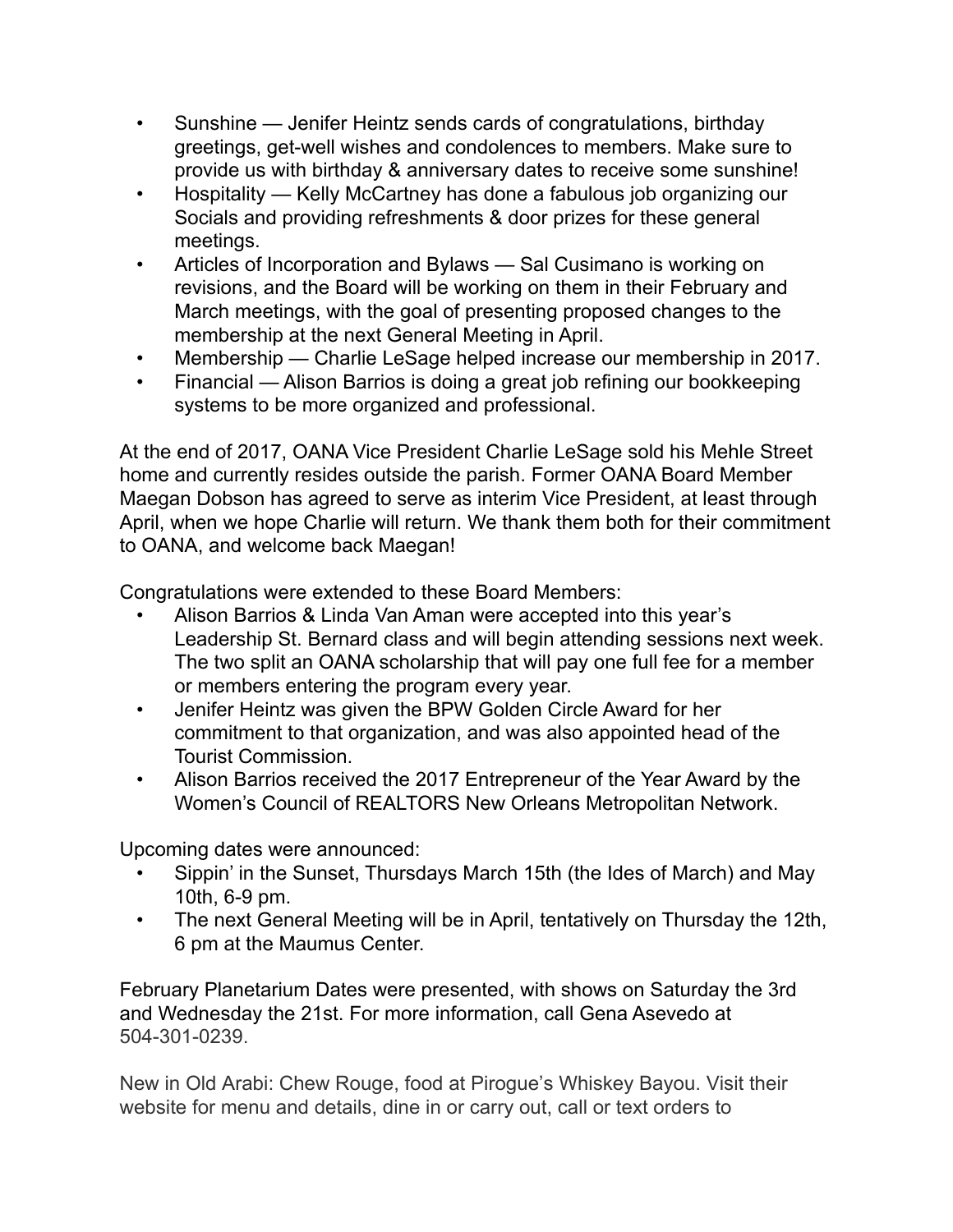- Sunshine — Jenifer Heintz sends cards of congratulations, birthday greetings, get-well wishes and condolences to members. Make sure to provide us with birthday & anniversary dates to receive some sunshine!
- Hospitality — Kelly McCartney has done a fabulous job organizing our Socials and providing refreshments & door prizes for these general meetings.
- Articles of Incorporation and Bylaws — Sal Cusimano is working on revisions, and the Board will be working on them in their February and March meetings, with the goal of presenting proposed changes to the membership at the next General Meeting in April.
- Membership — Charlie LeSage helped increase our membership in 2017.
- Financial — Alison Barrios is doing a great job refining our bookkeeping systems to be more organized and professional.

At the end of 2017, OANA Vice President Charlie LeSage sold his Mehle Street home and currently resides outside the parish. Former OANA Board Member Maegan Dobson has agreed to serve as interim Vice President, at least through April, when we hope Charlie will return. We thank them both for their commitment to OANA, and welcome back Maegan!

Congratulations were extended to these Board Members:

- Alison Barrios & Linda Van Aman were accepted into this year's Leadership St. Bernard class and will begin attending sessions next week. The two split an OANA scholarship that will pay one full fee for a member or members entering the program every year.
- Jenifer Heintz was given the BPW Golden Circle Award for her commitment to that organization, and was also appointed head of the Tourist Commission.
- Alison Barrios received the 2017 Entrepreneur of the Year Award by the Women's Council of REALTORS New Orleans Metropolitan Network.

Upcoming dates were announced:

- Sippin' in the Sunset, Thursdays March 15th (the Ides of March) and May 10th, 6-9 pm.
- The next General Meeting will be in April, tentatively on Thursday the 12th, 6 pm at the Maumus Center.

February Planetarium Dates were presented, with shows on Saturday the 3rd and Wednesday the 21st. For more information, call Gena Asevedo at 504-301-0239.

New in Old Arabi: Chew Rouge, food at Pirogue's Whiskey Bayou. Visit their website for menu and details, dine in or carry out, call or text orders to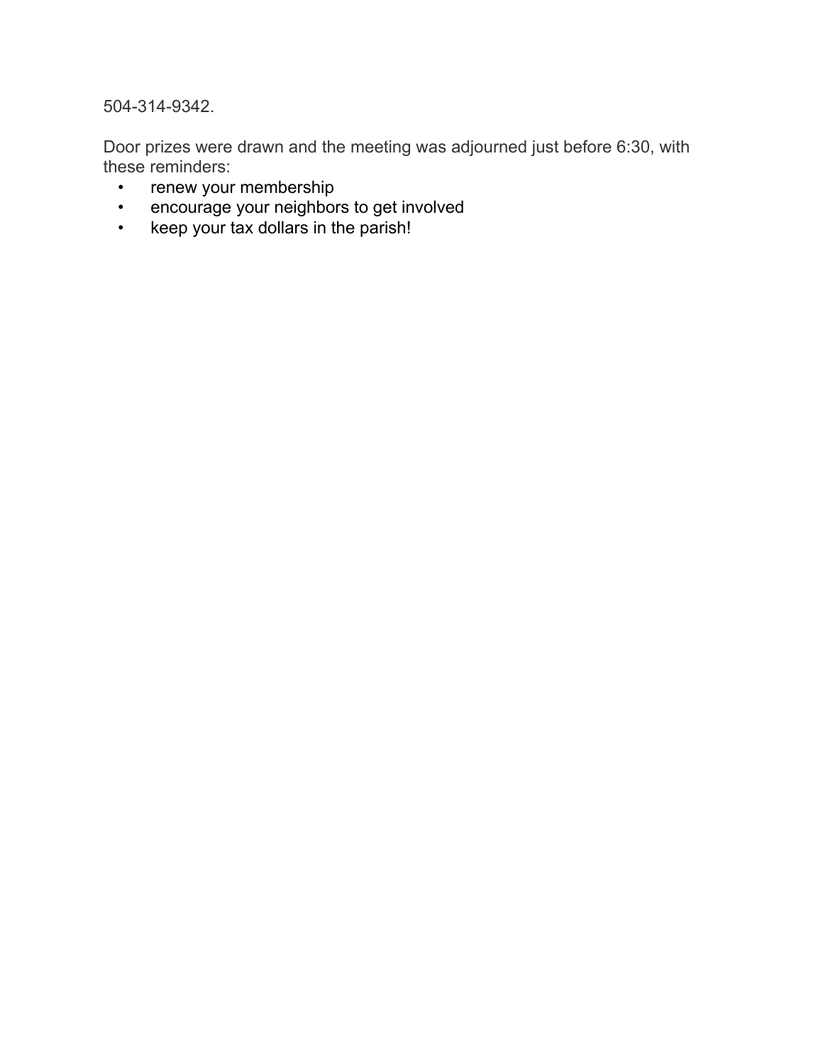504-314-9342.

Door prizes were drawn and the meeting was adjourned just before 6:30, with these reminders:

- renew your membership
- encourage your neighbors to get involved
- keep your tax dollars in the parish!